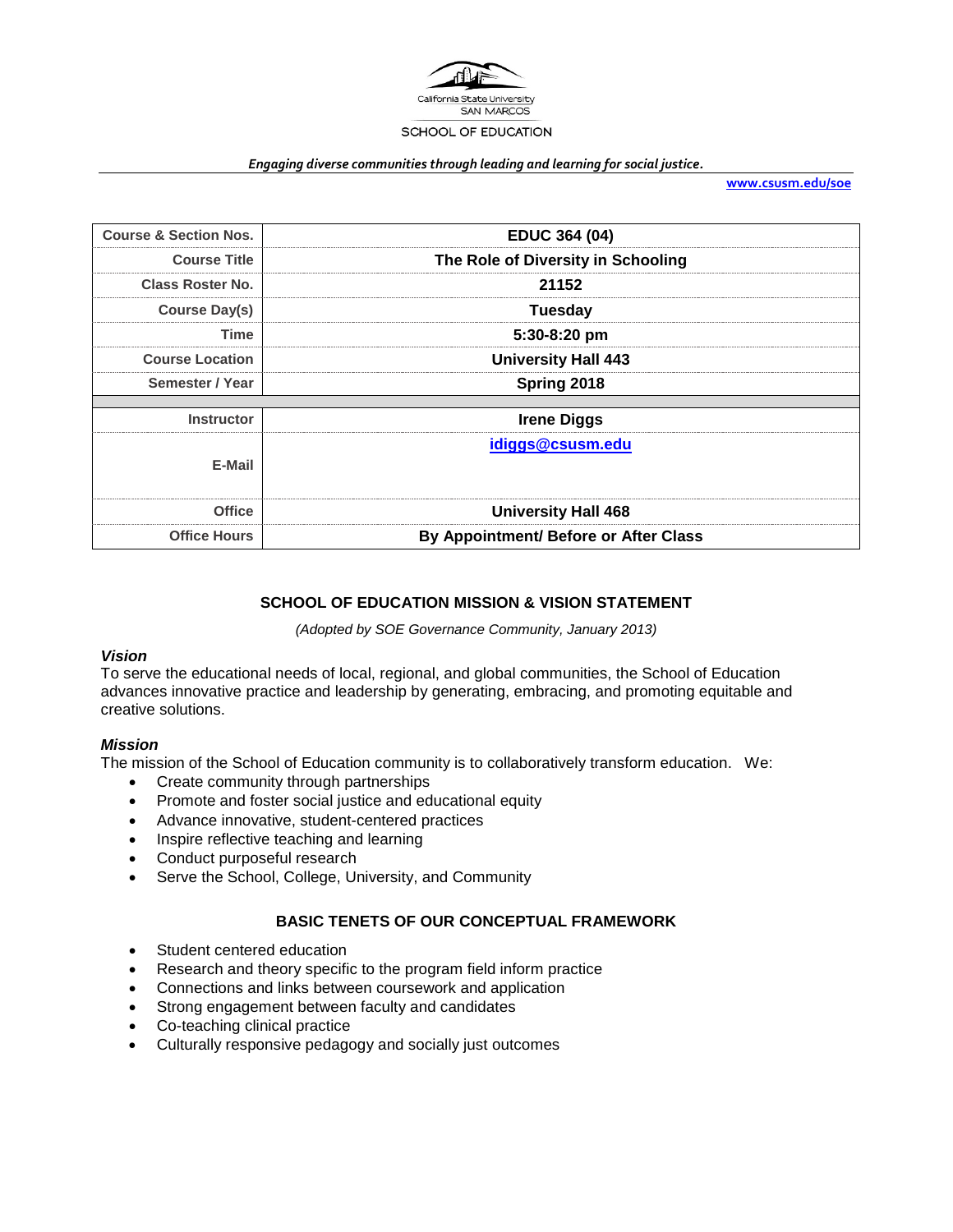California State University
SAN MARCOS
SCHOOL OF EDUCATION

*Engaging diverse communities through leading and learning for social justice.*

www.csusm.edu/soe

| Course & Section Nos. | EDUC 364 (04) |
|---|---|
| Course Title | The Role of Diversity in Schooling |
| Class Roster No. | 21152 |
| Course Day(s) | Tuesday |
| Time | 5:30-8:20 pm |
| Course Location | University Hall 443 |
| Semester / Year | Spring 2018 |
| | |
| Instructor | Irene Diggs |
| E-Mail | idiggs@csusm.edu |
| Office | University Hall 468 |
| Office Hours | By Appointment/ Before or After Class |

## SCHOOL OF EDUCATION MISSION & VISION STATEMENT

*(Adopted by SOE Governance Community, January 2013)*

### *Vision*

To serve the educational needs of local, regional, and global communities, the School of Education advances innovative practice and leadership by generating, embracing, and promoting equitable and creative solutions.

### *Mission*

The mission of the School of Education community is to collaboratively transform education. We:

- Create community through partnerships
- Promote and foster social justice and educational equity
- Advance innovative, student-centered practices
- Inspire reflective teaching and learning
- Conduct purposeful research
- Serve the School, College, University, and Community

## BASIC TENETS OF OUR CONCEPTUAL FRAMEWORK

- Student centered education
- Research and theory specific to the program field inform practice
- Connections and links between coursework and application
- Strong engagement between faculty and candidates
- Co-teaching clinical practice
- Culturally responsive pedagogy and socially just outcomes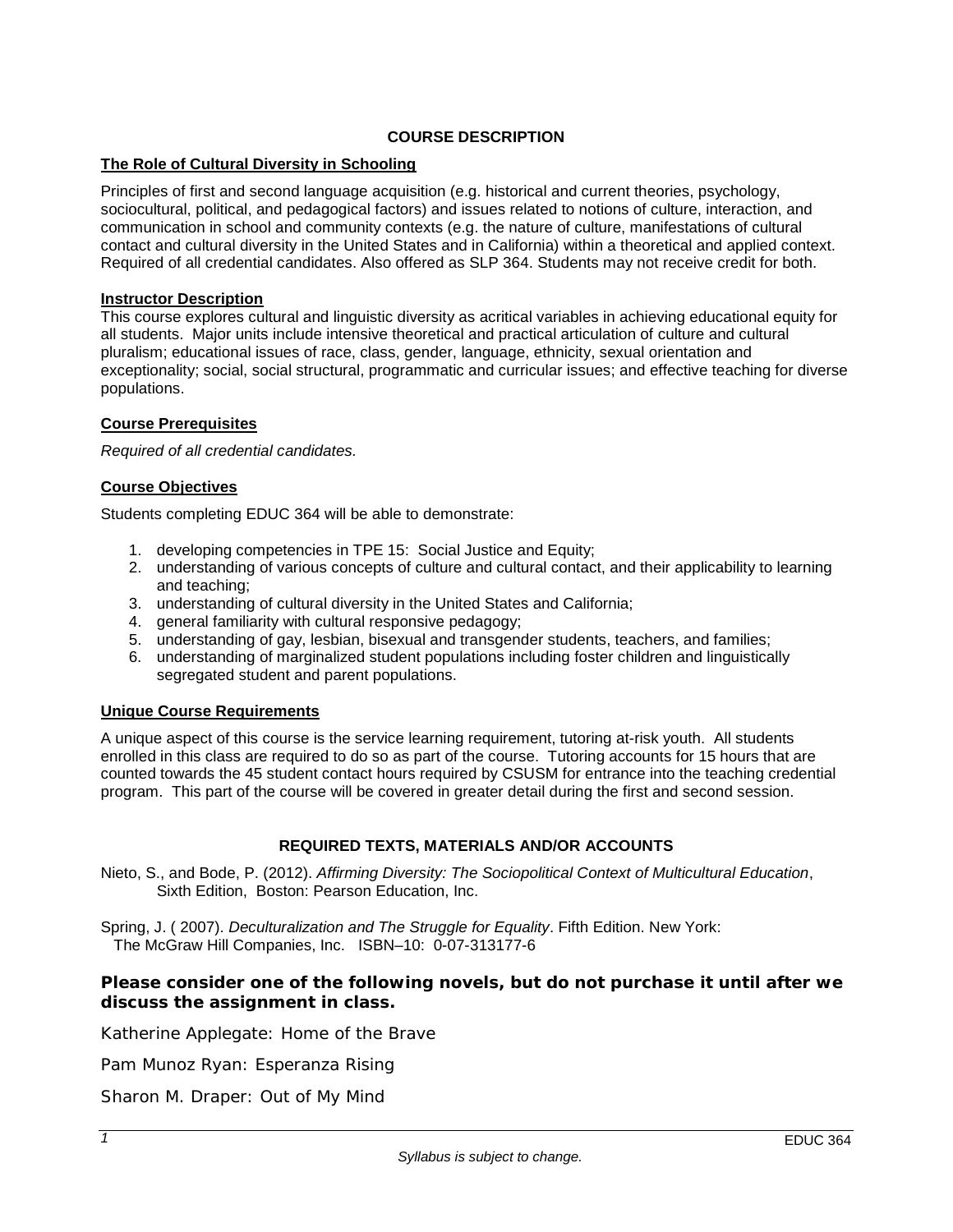## COURSE DESCRIPTION

### The Role of Cultural Diversity in Schooling

Principles of first and second language acquisition (e.g. historical and current theories, psychology, sociocultural, political, and pedagogical factors) and issues related to notions of culture, interaction, and communication in school and community contexts (e.g. the nature of culture, manifestations of cultural contact and cultural diversity in the United States and in California) within a theoretical and applied context. Required of all credential candidates. Also offered as SLP 364. Students may not receive credit for both.

### Instructor Description

This course explores cultural and linguistic diversity as acritical variables in achieving educational equity for all students. Major units include intensive theoretical and practical articulation of culture and cultural pluralism; educational issues of race, class, gender, language, ethnicity, sexual orientation and exceptionality; social, social structural, programmatic and curricular issues; and effective teaching for diverse populations.

### Course Prerequisites

*Required of all credential candidates.*

### Course Objectives

Students completing EDUC 364 will be able to demonstrate:

1. developing competencies in TPE 15: Social Justice and Equity;
2. understanding of various concepts of culture and cultural contact, and their applicability to learning and teaching;
3. understanding of cultural diversity in the United States and California;
4. general familiarity with cultural responsive pedagogy;
5. understanding of gay, lesbian, bisexual and transgender students, teachers, and families;
6. understanding of marginalized student populations including foster children and linguistically segregated student and parent populations.

### Unique Course Requirements

A unique aspect of this course is the service learning requirement, tutoring at-risk youth. All students enrolled in this class are required to do so as part of the course. Tutoring accounts for 15 hours that are counted towards the 45 student contact hours required by CSUSM for entrance into the teaching credential program. This part of the course will be covered in greater detail during the first and second session.

## REQUIRED TEXTS, MATERIALS AND/OR ACCOUNTS

Nieto, S., and Bode, P. (2012). *Affirming Diversity: The Sociopolitical Context of Multicultural Education*, Sixth Edition, Boston: Pearson Education, Inc.

Spring, J. ( 2007). *Deculturalization and The Struggle for Equality*. Fifth Edition. New York: The McGraw Hill Companies, Inc. ISBN–10: 0-07-313177-6

**Please consider one of the following novels, but do not purchase it until after we discuss the assignment in class.**

Katherine Applegate: Home of the Brave

Pam Munoz Ryan: Esperanza Rising

Sharon M. Draper: Out of My Mind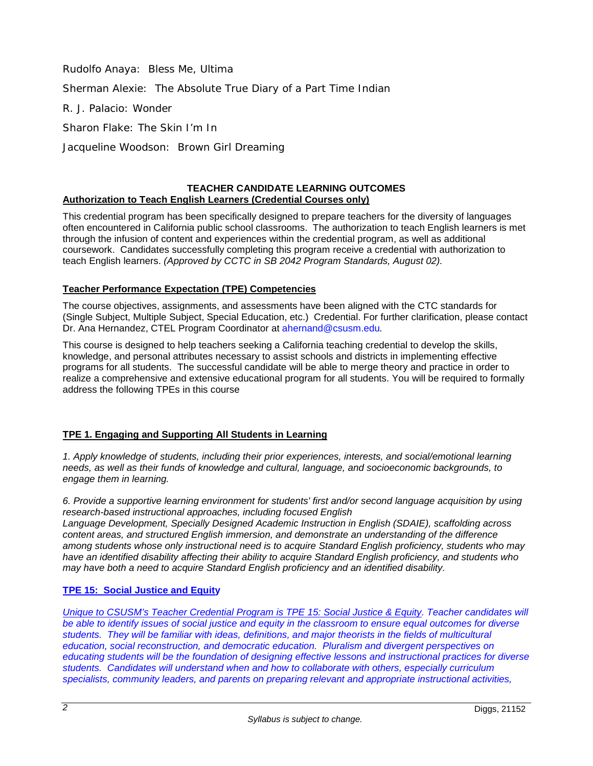Rudolfo Anaya: Bless Me, Ultima

Sherman Alexie: The Absolute True Diary of a Part Time Indian

R. J. Palacio: Wonder

Sharon Flake: The Skin I'm In

Jacqueline Woodson: Brown Girl Dreaming

## TEACHER CANDIDATE LEARNING OUTCOMES

**Authorization to Teach English Learners (Credential Courses only)**

This credential program has been specifically designed to prepare teachers for the diversity of languages often encountered in California public school classrooms. The authorization to teach English learners is met through the infusion of content and experiences within the credential program, as well as additional coursework. Candidates successfully completing this program receive a credential with authorization to teach English learners. *(Approved by CCTC in SB 2042 Program Standards, August 02).*

**Teacher Performance Expectation (TPE) Competencies**

The course objectives, assignments, and assessments have been aligned with the CTC standards for (Single Subject, Multiple Subject, Special Education, etc.) Credential. For further clarification, please contact Dr. Ana Hernandez, CTEL Program Coordinator at ahernand@csusm.edu*.*

This course is designed to help teachers seeking a California teaching credential to develop the skills, knowledge, and personal attributes necessary to assist schools and districts in implementing effective programs for all students. The successful candidate will be able to merge theory and practice in order to realize a comprehensive and extensive educational program for all students. You will be required to formally address the following TPEs in this course

**TPE 1. Engaging and Supporting All Students in Learning**

*1. Apply knowledge of students, including their prior experiences, interests, and social/emotional learning needs, as well as their funds of knowledge and cultural, language, and socioeconomic backgrounds, to engage them in learning.*

*6. Provide a supportive learning environment for students' first and/or second language acquisition by using research-based instructional approaches, including focused English Language Development, Specially Designed Academic Instruction in English (SDAIE), scaffolding across content areas, and structured English immersion, and demonstrate an understanding of the difference among students whose only instructional need is to acquire Standard English proficiency, students who may have an identified disability affecting their ability to acquire Standard English proficiency, and students who may have both a need to acquire Standard English proficiency and an identified disability.*

**TPE 15: Social Justice and Equity**

*Unique to CSUSM's Teacher Credential Program is TPE 15: Social Justice & Equity. Teacher candidates will be able to identify issues of social justice and equity in the classroom to ensure equal outcomes for diverse students. They will be familiar with ideas, definitions, and major theorists in the fields of multicultural education, social reconstruction, and democratic education. Pluralism and divergent perspectives on educating students will be the foundation of designing effective lessons and instructional practices for diverse students. Candidates will understand when and how to collaborate with others, especially curriculum specialists, community leaders, and parents on preparing relevant and appropriate instructional activities,*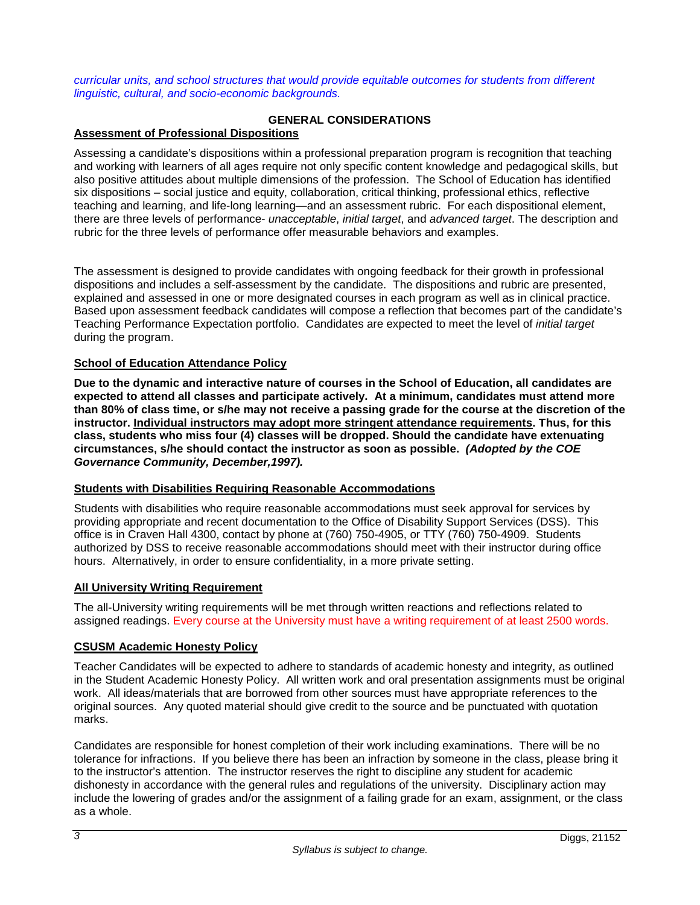*curricular units, and school structures that would provide equitable outcomes for students from different linguistic, cultural, and socio-economic backgrounds.*

## GENERAL CONSIDERATIONS

### Assessment of Professional Dispositions

Assessing a candidate's dispositions within a professional preparation program is recognition that teaching and working with learners of all ages require not only specific content knowledge and pedagogical skills, but also positive attitudes about multiple dimensions of the profession. The School of Education has identified six dispositions – social justice and equity, collaboration, critical thinking, professional ethics, reflective teaching and learning, and life-long learning—and an assessment rubric. For each dispositional element, there are three levels of performance- *unacceptable*, *initial target*, and *advanced target*. The description and rubric for the three levels of performance offer measurable behaviors and examples.

The assessment is designed to provide candidates with ongoing feedback for their growth in professional dispositions and includes a self-assessment by the candidate. The dispositions and rubric are presented, explained and assessed in one or more designated courses in each program as well as in clinical practice. Based upon assessment feedback candidates will compose a reflection that becomes part of the candidate's Teaching Performance Expectation portfolio. Candidates are expected to meet the level of *initial target* during the program.

### School of Education Attendance Policy

**Due to the dynamic and interactive nature of courses in the School of Education, all candidates are expected to attend all classes and participate actively. At a minimum, candidates must attend more than 80% of class time, or s/he may not receive a passing grade for the course at the discretion of the instructor. Individual instructors may adopt more stringent attendance requirements. Thus, for this class, students who miss four (4) classes will be dropped. Should the candidate have extenuating circumstances, s/he should contact the instructor as soon as possible.** ***(Adopted by the COE Governance Community, December,1997).***

### Students with Disabilities Requiring Reasonable Accommodations

Students with disabilities who require reasonable accommodations must seek approval for services by providing appropriate and recent documentation to the Office of Disability Support Services (DSS). This office is in Craven Hall 4300, contact by phone at (760) 750-4905, or TTY (760) 750-4909. Students authorized by DSS to receive reasonable accommodations should meet with their instructor during office hours. Alternatively, in order to ensure confidentiality, in a more private setting.

### All University Writing Requirement

The all-University writing requirements will be met through written reactions and reflections related to assigned readings. Every course at the University must have a writing requirement of at least 2500 words.

### CSUSM Academic Honesty Policy

Teacher Candidates will be expected to adhere to standards of academic honesty and integrity, as outlined in the Student Academic Honesty Policy. All written work and oral presentation assignments must be original work. All ideas/materials that are borrowed from other sources must have appropriate references to the original sources. Any quoted material should give credit to the source and be punctuated with quotation marks.

Candidates are responsible for honest completion of their work including examinations. There will be no tolerance for infractions. If you believe there has been an infraction by someone in the class, please bring it to the instructor's attention. The instructor reserves the right to discipline any student for academic dishonesty in accordance with the general rules and regulations of the university. Disciplinary action may include the lowering of grades and/or the assignment of a failing grade for an exam, assignment, or the class as a whole.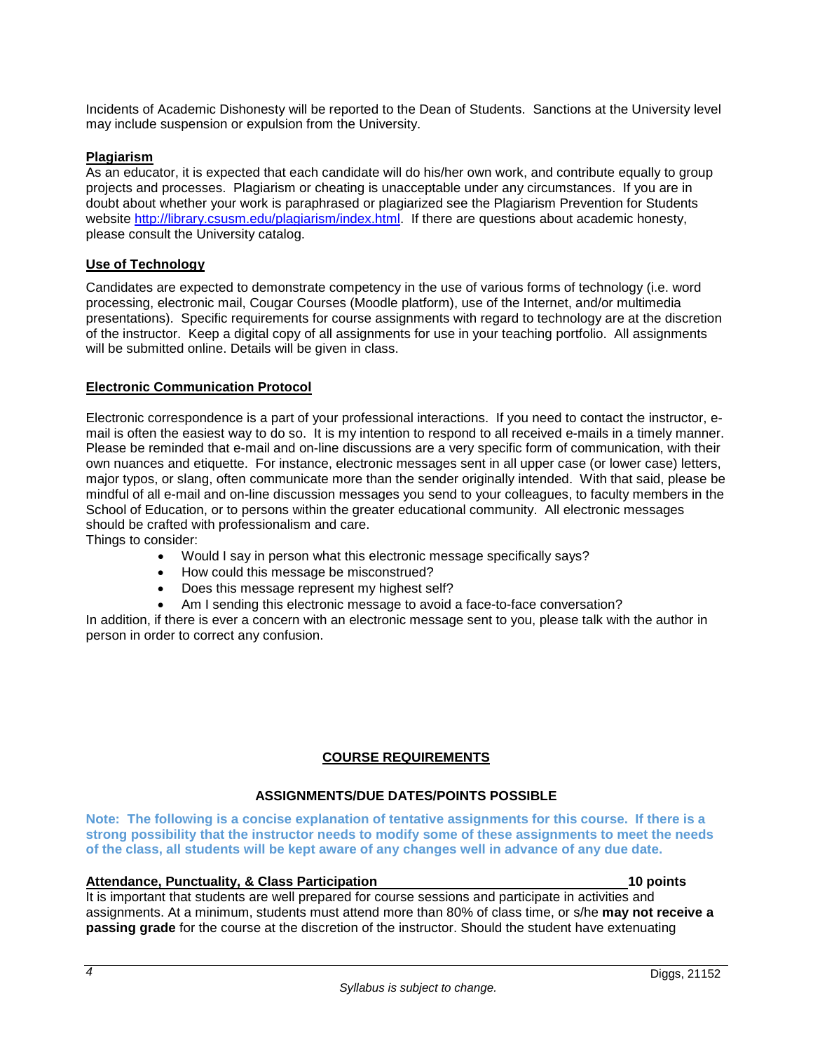Incidents of Academic Dishonesty will be reported to the Dean of Students. Sanctions at the University level may include suspension or expulsion from the University.

### Plagiarism

As an educator, it is expected that each candidate will do his/her own work, and contribute equally to group projects and processes. Plagiarism or cheating is unacceptable under any circumstances. If you are in doubt about whether your work is paraphrased or plagiarized see the Plagiarism Prevention for Students website http://library.csusm.edu/plagiarism/index.html. If there are questions about academic honesty, please consult the University catalog.

### Use of Technology

Candidates are expected to demonstrate competency in the use of various forms of technology (i.e. word processing, electronic mail, Cougar Courses (Moodle platform), use of the Internet, and/or multimedia presentations). Specific requirements for course assignments with regard to technology are at the discretion of the instructor. Keep a digital copy of all assignments for use in your teaching portfolio. All assignments will be submitted online. Details will be given in class.

### Electronic Communication Protocol

Electronic correspondence is a part of your professional interactions. If you need to contact the instructor, e-mail is often the easiest way to do so. It is my intention to respond to all received e-mails in a timely manner. Please be reminded that e-mail and on-line discussions are a very specific form of communication, with their own nuances and etiquette. For instance, electronic messages sent in all upper case (or lower case) letters, major typos, or slang, often communicate more than the sender originally intended. With that said, please be mindful of all e-mail and on-line discussion messages you send to your colleagues, to faculty members in the School of Education, or to persons within the greater educational community. All electronic messages should be crafted with professionalism and care.

Things to consider:

- Would I say in person what this electronic message specifically says?
- How could this message be misconstrued?
- Does this message represent my highest self?
- Am I sending this electronic message to avoid a face-to-face conversation?

In addition, if there is ever a concern with an electronic message sent to you, please talk with the author in person in order to correct any confusion.

## COURSE REQUIREMENTS

### ASSIGNMENTS/DUE DATES/POINTS POSSIBLE

**Note: The following is a concise explanation of tentative assignments for this course. If there is a strong possibility that the instructor needs to modify some of these assignments to meet the needs of the class, all students will be kept aware of any changes well in advance of any due date.**

**Attendance, Punctuality, & Class Participation — 10 points**

It is important that students are well prepared for course sessions and participate in activities and assignments. At a minimum, students must attend more than 80% of class time, or s/he **may not receive a passing grade** for the course at the discretion of the instructor. Should the student have extenuating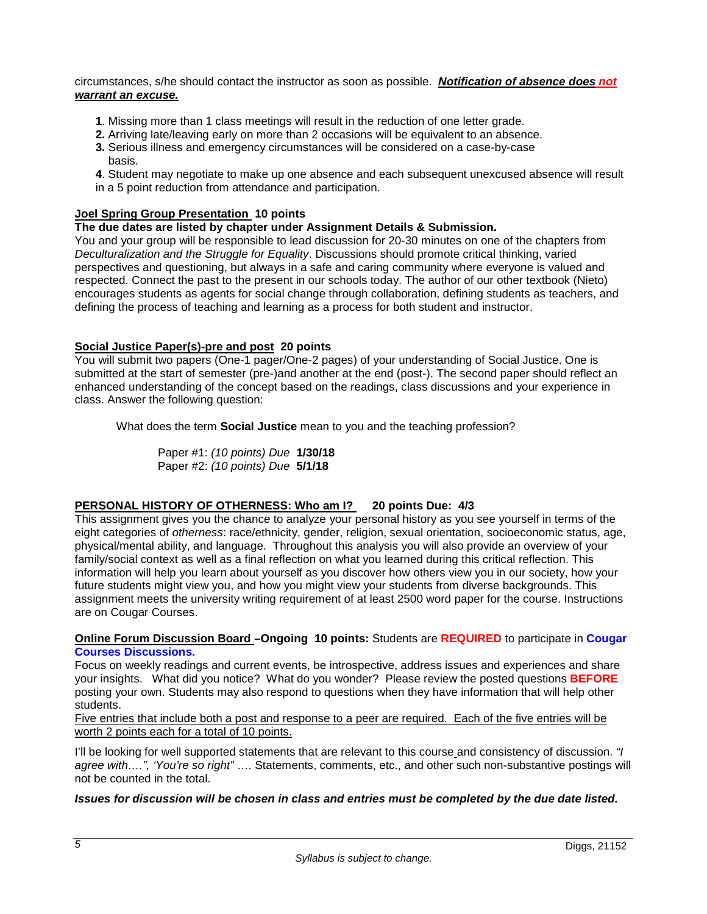circumstances, s/he should contact the instructor as soon as possible. ***Notification of absence does not warrant an excuse.***

1. Missing more than 1 class meetings will result in the reduction of one letter grade.
2. Arriving late/leaving early on more than 2 occasions will be equivalent to an absence.
3. Serious illness and emergency circumstances will be considered on a case-by-case basis.
4. Student may negotiate to make up one absence and each subsequent unexcused absence will result in a 5 point reduction from attendance and participation.

**Joel Spring Group Presentation 10 points**

**The due dates are listed by chapter under Assignment Details & Submission.**

You and your group will be responsible to lead discussion for 20-30 minutes on one of the chapters from *Deculturalization and the Struggle for Equality*. Discussions should promote critical thinking, varied perspectives and questioning, but always in a safe and caring community where everyone is valued and respected. Connect the past to the present in our schools today. The author of our other textbook (Nieto) encourages students as agents for social change through collaboration, defining students as teachers, and defining the process of teaching and learning as a process for both student and instructor.

**Social Justice Paper(s)-pre and post 20 points**

You will submit two papers (One-1 pager/One-2 pages) of your understanding of Social Justice. One is submitted at the start of semester (pre-)and another at the end (post-). The second paper should reflect an enhanced understanding of the concept based on the readings, class discussions and your experience in class. Answer the following question:

What does the term **Social Justice** mean to you and the teaching profession?

Paper #1: *(10 points) Due* **1/30/18**
Paper #2: *(10 points) Due* **5/1/18**

**PERSONAL HISTORY OF OTHERNESS: Who am I? 20 points Due: 4/3**

This assignment gives you the chance to analyze your personal history as you see yourself in terms of the eight categories of *otherness*: race/ethnicity, gender, religion, sexual orientation, socioeconomic status, age, physical/mental ability, and language. Throughout this analysis you will also provide an overview of your family/social context as well as a final reflection on what you learned during this critical reflection. This information will help you learn about yourself as you discover how others view you in our society, how your future students might view you, and how you might view your students from diverse backgrounds. This assignment meets the university writing requirement of at least 2500 word paper for the course. Instructions are on Cougar Courses.

**Online Forum Discussion Board –Ongoing 10 points:** Students are **REQUIRED** to participate in **Cougar Courses Discussions.**

Focus on weekly readings and current events, be introspective, address issues and experiences and share your insights. What did you notice? What do you wonder? Please review the posted questions **BEFORE** posting your own. Students may also respond to questions when they have information that will help other students.

Five entries that include both a post and response to a peer are required. Each of the five entries will be worth 2 points each for a total of 10 points.

I'll be looking for well supported statements that are relevant to this course and consistency of discussion. *"I agree with….", 'You're so right"* …. Statements, comments, etc., and other such non-substantive postings will not be counted in the total.

***Issues for discussion will be chosen in class and entries must be completed by the due date listed.***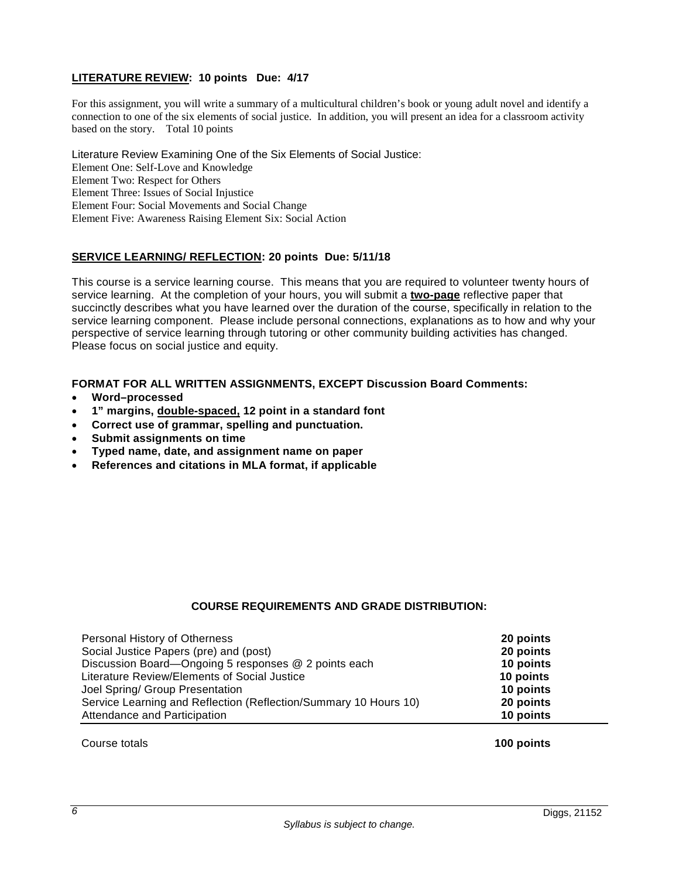**<u>LITERATURE REVIEW</u>: 10 points Due: 4/17**

For this assignment, you will write a summary of a multicultural children's book or young adult novel and identify a connection to one of the six elements of social justice. In addition, you will present an idea for a classroom activity based on the story. Total 10 points

Literature Review Examining One of the Six Elements of Social Justice:
Element One: Self-Love and Knowledge
Element Two: Respect for Others
Element Three: Issues of Social Injustice
Element Four: Social Movements and Social Change
Element Five: Awareness Raising Element Six: Social Action

**<u>SERVICE LEARNING/ REFLECTION</u>: 20 points Due: 5/11/18**

This course is a service learning course. This means that you are required to volunteer twenty hours of service learning. At the completion of your hours, you will submit a **<u>two-page</u>** reflective paper that succinctly describes what you have learned over the duration of the course, specifically in relation to the service learning component. Please include personal connections, explanations as to how and why your perspective of service learning through tutoring or other community building activities has changed. Please focus on social justice and equity.

**FORMAT FOR ALL WRITTEN ASSIGNMENTS, EXCEPT Discussion Board Comments:**

- **Word–processed**
- **1" margins, <u>double-spaced,</u> 12 point in a standard font**
- **Correct use of grammar, spelling and punctuation.**
- **Submit assignments on time**
- **Typed name, date, and assignment name on paper**
- **References and citations in MLA format, if applicable**

**COURSE REQUIREMENTS AND GRADE DISTRIBUTION:**

| Requirement | Points |
|---|---|
| Personal History of Otherness | **20 points** |
| Social Justice Papers (pre) and (post) | **20 points** |
| Discussion Board—Ongoing 5 responses @ 2 points each | **10 points** |
| Literature Review/Elements of Social Justice | **10 points** |
| Joel Spring/ Group Presentation | **10 points** |
| Service Learning and Reflection (Reflection/Summary 10 Hours 10) | **20 points** |
| Attendance and Participation | **10 points** |
| Course totals | **100 points** |

*Syllabus is subject to change.*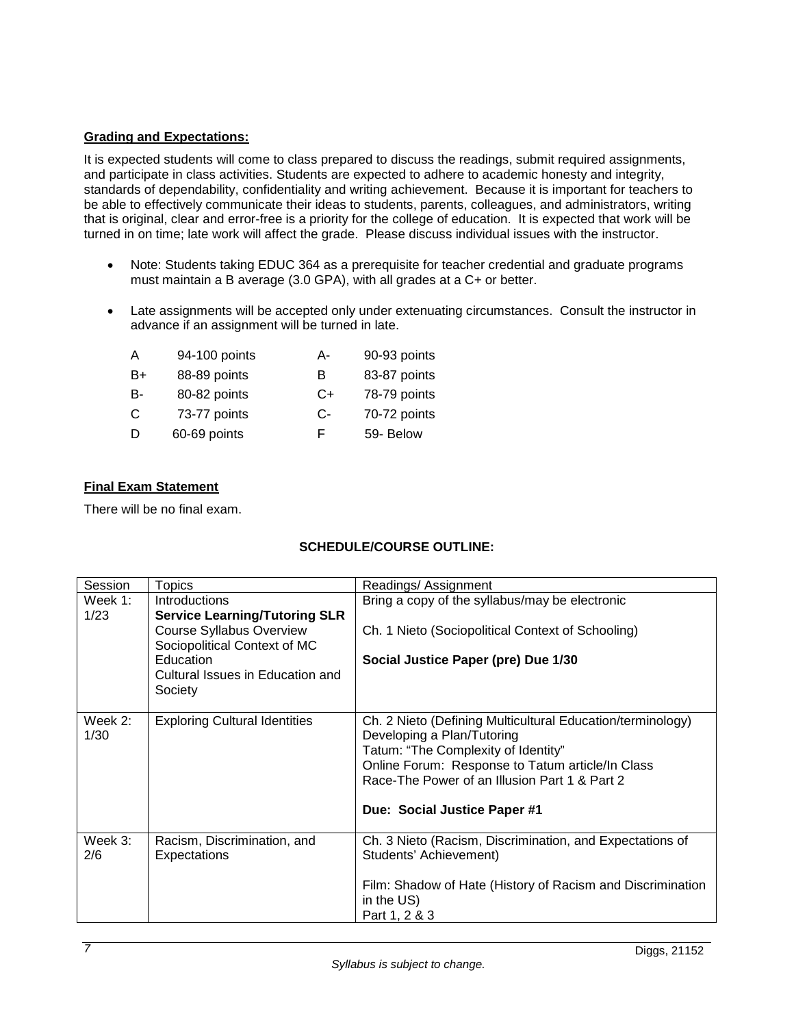**Grading and Expectations:**

It is expected students will come to class prepared to discuss the readings, submit required assignments, and participate in class activities. Students are expected to adhere to academic honesty and integrity, standards of dependability, confidentiality and writing achievement. Because it is important for teachers to be able to effectively communicate their ideas to students, parents, colleagues, and administrators, writing that is original, clear and error-free is a priority for the college of education. It is expected that work will be turned in on time; late work will affect the grade. Please discuss individual issues with the instructor.

- Note: Students taking EDUC 364 as a prerequisite for teacher credential and graduate programs must maintain a B average (3.0 GPA), with all grades at a C+ or better.
- Late assignments will be accepted only under extenuating circumstances. Consult the instructor in advance if an assignment will be turned in late.

| | | | |
|---|---|---|---|
| A | 94-100 points | A- | 90-93 points |
| B+ | 88-89 points | B | 83-87 points |
| B- | 80-82 points | C+ | 78-79 points |
| C | 73-77 points | C- | 70-72 points |
| D | 60-69 points | F | 59- Below |

**Final Exam Statement**

There will be no final exam.

**SCHEDULE/COURSE OUTLINE:**

| Session | Topics | Readings/ Assignment |
|---|---|---|
| Week 1: 1/23 | Introductions<br>**Service Learning/Tutoring SLR**<br>Course Syllabus Overview<br>Sociopolitical Context of MC Education<br>Cultural Issues in Education and Society | Bring a copy of the syllabus/may be electronic<br><br>Ch. 1 Nieto (Sociopolitical Context of Schooling)<br><br>**Social Justice Paper (pre) Due 1/30** |
| Week 2: 1/30 | Exploring Cultural Identities | Ch. 2 Nieto (Defining Multicultural Education/terminology)<br>Developing a Plan/Tutoring<br>Tatum: "The Complexity of Identity"<br>Online Forum: Response to Tatum article/In Class<br>Race-The Power of an Illusion Part 1 & Part 2<br><br>**Due: Social Justice Paper #1** |
| Week 3: 2/6 | Racism, Discrimination, and Expectations | Ch. 3 Nieto (Racism, Discrimination, and Expectations of Students' Achievement)<br><br>Film: Shadow of Hate (History of Racism and Discrimination in the US)<br>Part 1, 2 & 3 |

*Syllabus is subject to change.*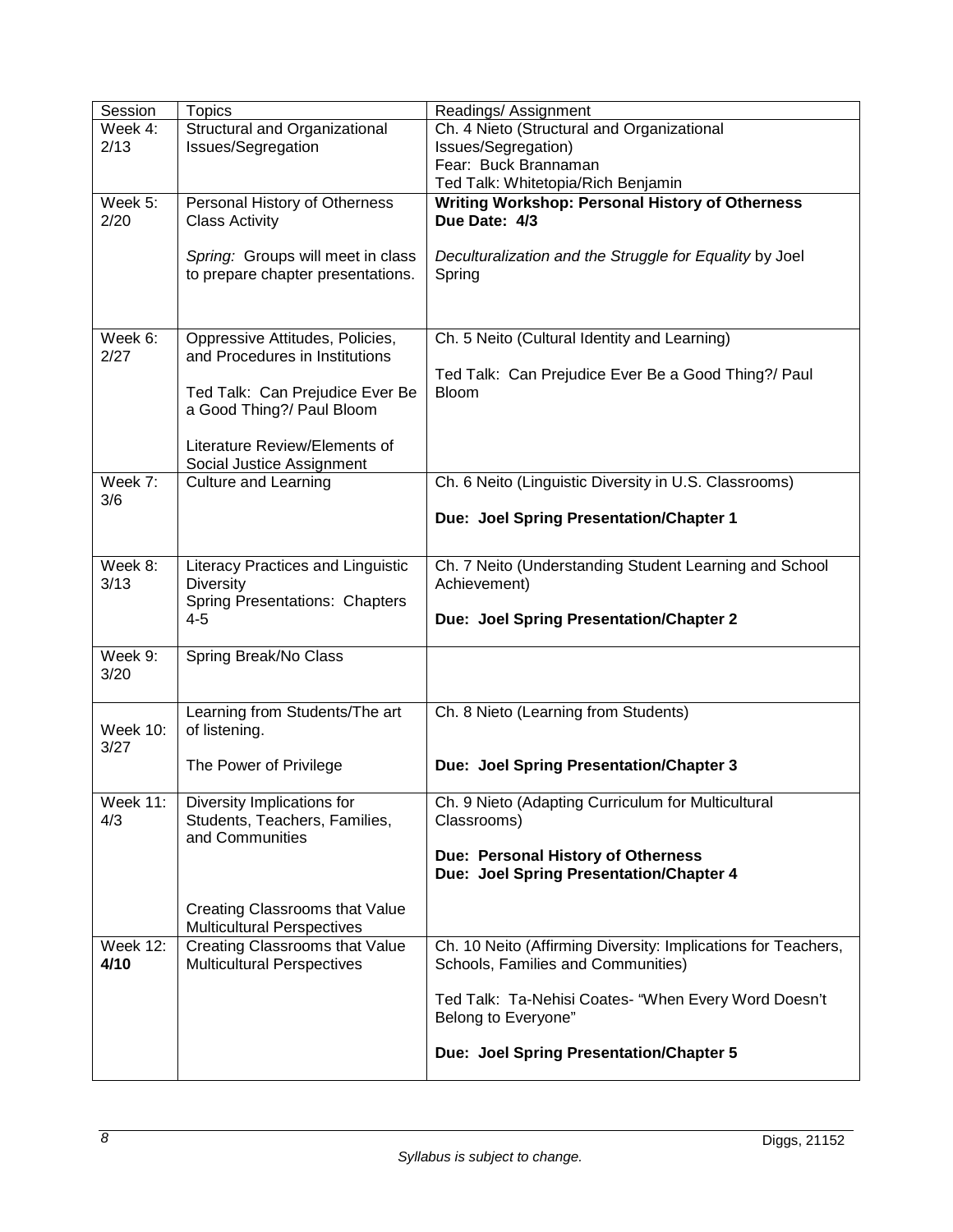| Session | Topics | Readings/ Assignment |
|---|---|---|
| Week 4: 2/13 | Structural and Organizational Issues/Segregation | Ch. 4 Nieto (Structural and Organizational Issues/Segregation)<br>Fear: Buck Brannaman<br>Ted Talk: Whitetopia/Rich Benjamin |
| Week 5: 2/20 | Personal History of Otherness Class Activity<br><br>*Spring:* Groups will meet in class to prepare chapter presentations. | **Writing Workshop: Personal History of Otherness Due Date: 4/3**<br><br>*Deculturalization and the Struggle for Equality* by Joel Spring |
| Week 6: 2/27 | Oppressive Attitudes, Policies, and Procedures in Institutions<br><br>Ted Talk: Can Prejudice Ever Be a Good Thing?/ Paul Bloom<br><br>Literature Review/Elements of Social Justice Assignment | Ch. 5 Neito (Cultural Identity and Learning)<br><br>Ted Talk: Can Prejudice Ever Be a Good Thing?/ Paul Bloom |
| Week 7: 3/6 | Culture and Learning | Ch. 6 Neito (Linguistic Diversity in U.S. Classrooms)<br><br>**Due: Joel Spring Presentation/Chapter 1** |
| Week 8: 3/13 | Literacy Practices and Linguistic Diversity<br>Spring Presentations: Chapters 4-5 | Ch. 7 Neito (Understanding Student Learning and School Achievement)<br><br>**Due: Joel Spring Presentation/Chapter 2** |
| Week 9: 3/20 | Spring Break/No Class | |
| Week 10: 3/27 | Learning from Students/The art of listening.<br><br>The Power of Privilege | Ch. 8 Nieto (Learning from Students)<br><br>**Due: Joel Spring Presentation/Chapter 3** |
| Week 11: 4/3 | Diversity Implications for Students, Teachers, Families, and Communities<br><br>Creating Classrooms that Value Multicultural Perspectives | Ch. 9 Nieto (Adapting Curriculum for Multicultural Classrooms)<br><br>**Due: Personal History of Otherness**<br>**Due: Joel Spring Presentation/Chapter 4** |
| Week 12: **4/10** | Creating Classrooms that Value Multicultural Perspectives | Ch. 10 Neito (Affirming Diversity: Implications for Teachers, Schools, Families and Communities)<br><br>Ted Talk: Ta-Nehisi Coates- "When Every Word Doesn't Belong to Everyone"<br><br>**Due: Joel Spring Presentation/Chapter 5** |

*Syllabus is subject to change.*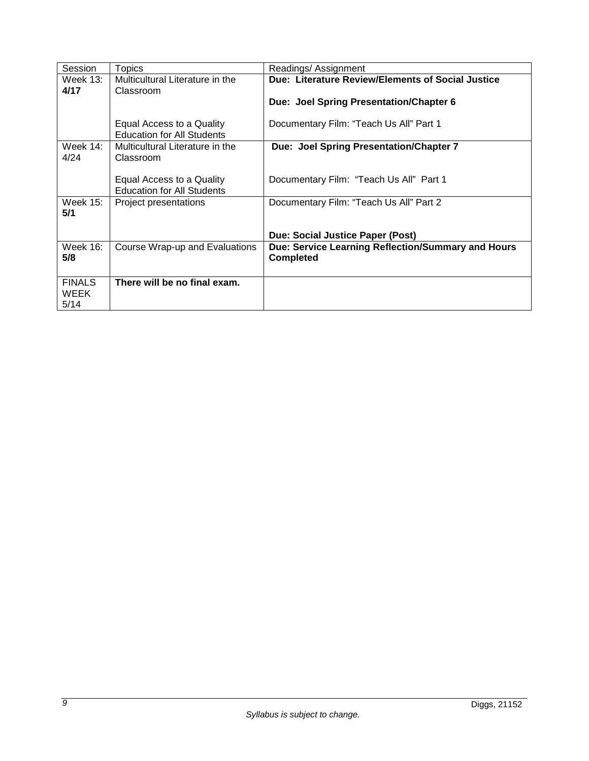| Session | Topics | Readings/ Assignment |
|---|---|---|
| Week 13: **4/17** | Multicultural Literature in the Classroom<br><br>Equal Access to a Quality Education for All Students | **Due: Literature Review/Elements of Social Justice**<br><br>**Due: Joel Spring Presentation/Chapter 6**<br><br>Documentary Film: "Teach Us All" Part 1 |
| Week 14: 4/24 | Multicultural Literature in the Classroom<br><br>Equal Access to a Quality Education for All Students | **Due: Joel Spring Presentation/Chapter 7**<br><br>Documentary Film: "Teach Us All" Part 1 |
| Week 15: **5/1** | Project presentations | Documentary Film: "Teach Us All" Part 2<br><br>**Due: Social Justice Paper (Post)** |
| Week 16: **5/8** | Course Wrap-up and Evaluations | **Due: Service Learning Reflection/Summary and Hours Completed** |
| FINALS WEEK 5/14 | **There will be no final exam.** | |

*Syllabus is subject to change.*